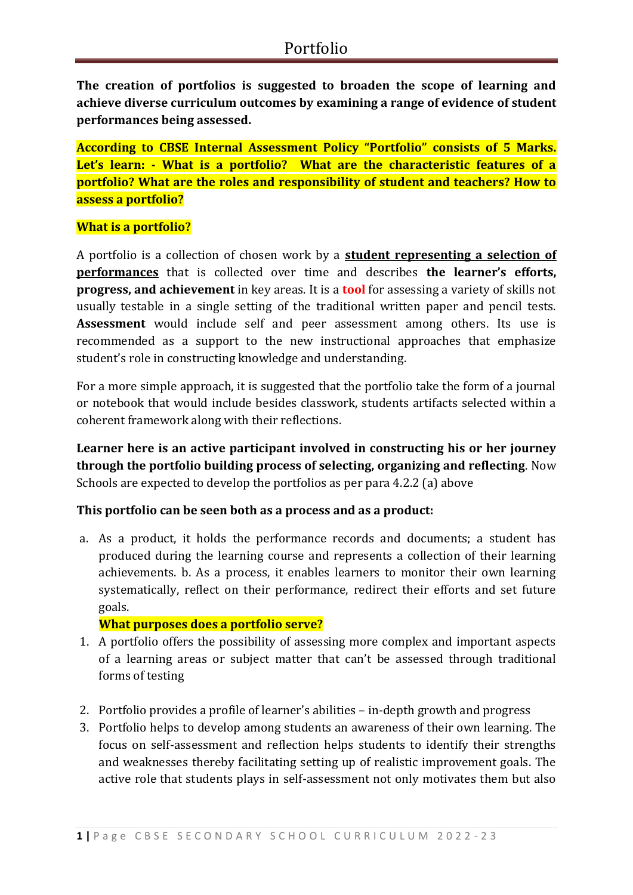# Portfolio

**The creation of portfolios is suggested to broaden the scope of learning and achieve diverse curriculum outcomes by examining a range of evidence of student performances being assessed.**

**According to CBSE Internal Assessment Policy "Portfolio" consists of 5 Marks. Let's learn: - What is a portfolio? What are the characteristic features of a portfolio? What are the roles and responsibility of student and teachers? How to assess a portfolio?**

**What is a portfolio?**

A portfolio is a collection of chosen work by a **student representing a selection of performances** that is collected over time and describes **the learner's efforts, progress, and achievement** in key areas. It is a **tool** for assessing a variety of skills not usually testable in a single setting of the traditional written paper and pencil tests. **Assessment** would include self and peer assessment among others. Its use is recommended as a support to the new instructional approaches that emphasize student's role in constructing knowledge and understanding.

For a more simple approach, it is suggested that the portfolio take the form of a journal or notebook that would include besides classwork, students artifacts selected within a coherent framework along with their reflections.

**Learner here is an active participant involved in constructing his or her journey through the portfolio building process of selecting, organizing and reflecting**. Now Schools are expected to develop the portfolios as per para 4.2.2 (a) above

**This portfolio can be seen both as a process and as a product:**

a. As a product, it holds the performance records and documents; a student has produced during the learning course and represents a collection of their learning achievements. b. As a process, it enables learners to monitor their own learning systematically, reflect on their performance, redirect their efforts and set future goals.

**What purposes does a portfolio serve?**

1. A portfolio offers the possibility of assessing more complex and important aspects of a learning areas or subject matter that can't be assessed through traditional forms of testing
2. Portfolio provides a profile of learner's abilities – in-depth growth and progress
3. Portfolio helps to develop among students an awareness of their own learning. The focus on self-assessment and reflection helps students to identify their strengths and weaknesses thereby facilitating setting up of realistic improvement goals. The active role that students plays in self-assessment not only motivates them but also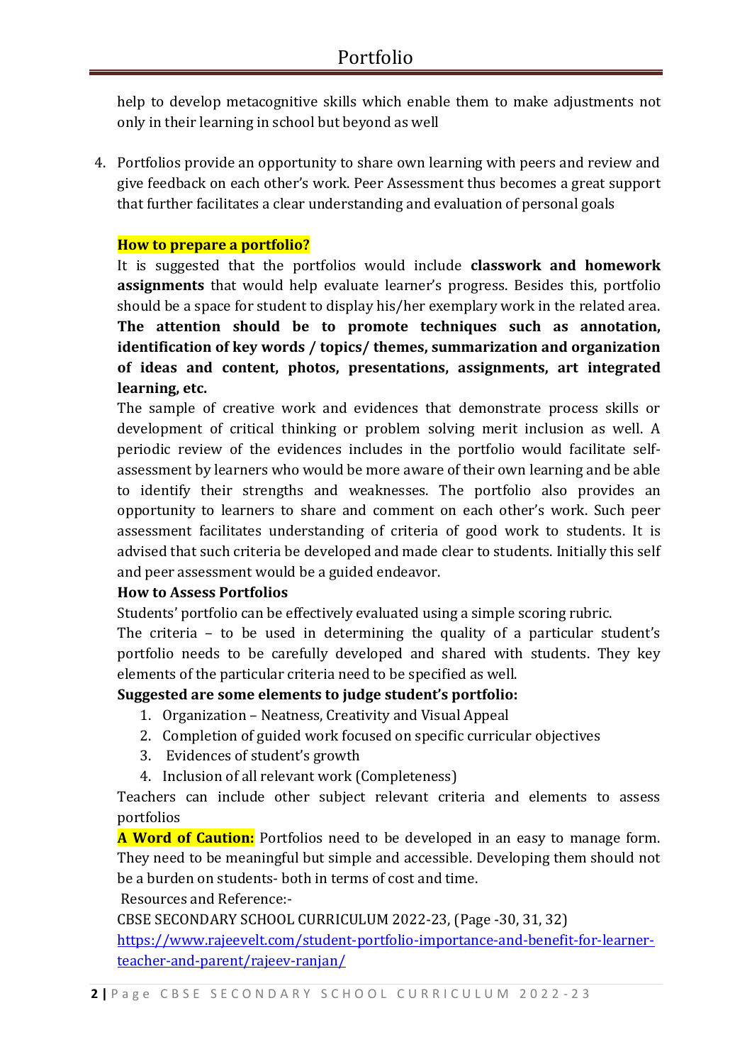help to develop metacognitive skills which enable them to make adjustments not only in their learning in school but beyond as well

4. Portfolios provide an opportunity to share own learning with peers and review and give feedback on each other's work. Peer Assessment thus becomes a great support that further facilitates a clear understanding and evaluation of personal goals

**How to prepare a portfolio?**

It is suggested that the portfolios would include **classwork and homework assignments** that would help evaluate learner's progress. Besides this, portfolio should be a space for student to display his/her exemplary work in the related area. **The attention should be to promote techniques such as annotation, identification of key words / topics/ themes, summarization and organization of ideas and content, photos, presentations, assignments, art integrated learning, etc.**

The sample of creative work and evidences that demonstrate process skills or development of critical thinking or problem solving merit inclusion as well. A periodic review of the evidences includes in the portfolio would facilitate self-assessment by learners who would be more aware of their own learning and be able to identify their strengths and weaknesses. The portfolio also provides an opportunity to learners to share and comment on each other's work. Such peer assessment facilitates understanding of criteria of good work to students. It is advised that such criteria be developed and made clear to students. Initially this self and peer assessment would be a guided endeavor.

**How to Assess Portfolios**

Students' portfolio can be effectively evaluated using a simple scoring rubric.

The criteria – to be used in determining the quality of a particular student's portfolio needs to be carefully developed and shared with students. They key elements of the particular criteria need to be specified as well.

**Suggested are some elements to judge student's portfolio:**

1. Organization – Neatness, Creativity and Visual Appeal
2. Completion of guided work focused on specific curricular objectives
3. Evidences of student's growth
4. Inclusion of all relevant work (Completeness)

Teachers can include other subject relevant criteria and elements to assess portfolios

**A Word of Caution:** Portfolios need to be developed in an easy to manage form. They need to be meaningful but simple and accessible. Developing them should not be a burden on students- both in terms of cost and time.

Resources and Reference:-

CBSE SECONDARY SCHOOL CURRICULUM 2022-23, (Page -30, 31, 32)

https://www.rajeevelt.com/student-portfolio-importance-and-benefit-for-learner-teacher-and-parent/rajeev-ranjan/